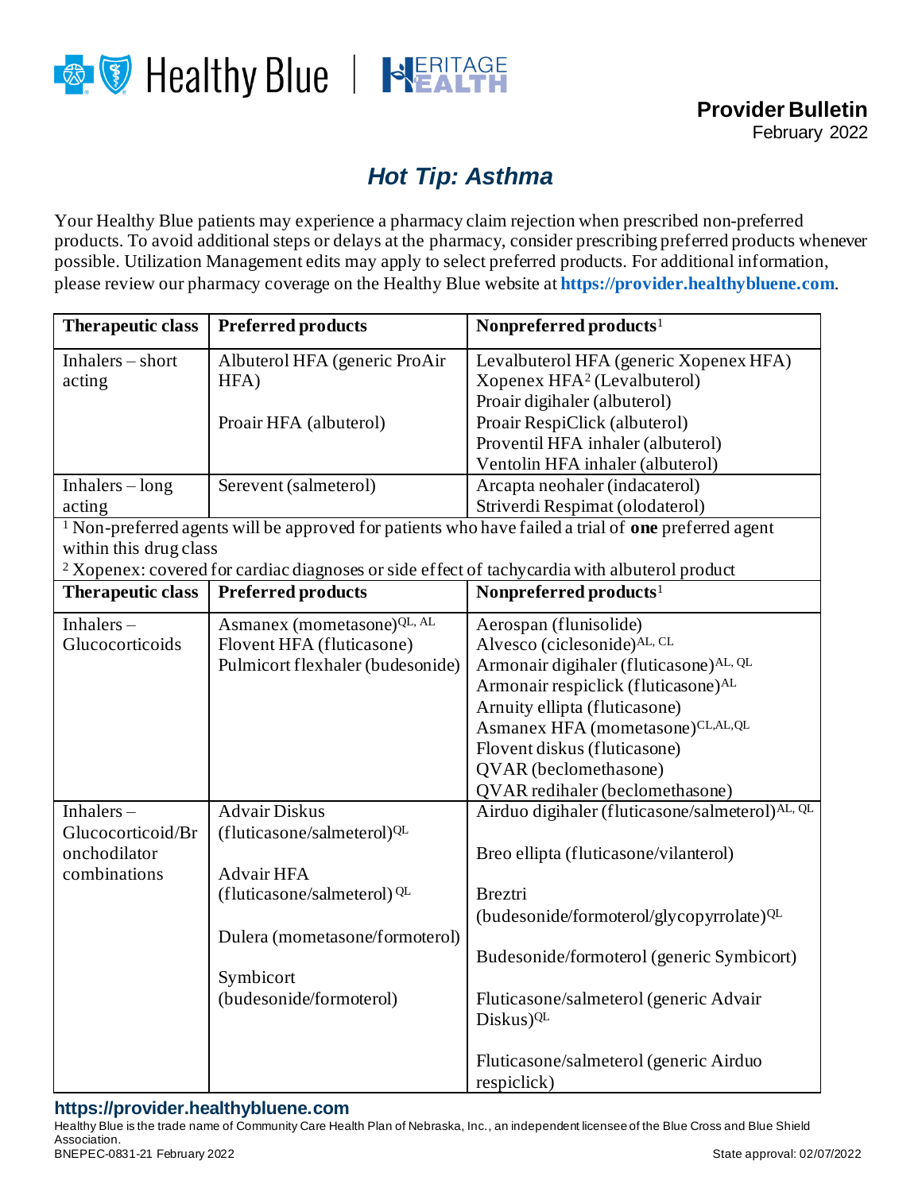Healthy Blue | HERITAGE HEALTH

**Provider Bulletin**
February 2022

# *Hot Tip: Asthma*

Your Healthy Blue patients may experience a pharmacy claim rejection when prescribed non-preferred products. To avoid additional steps or delays at the pharmacy, consider prescribing preferred products whenever possible. Utilization Management edits may apply to select preferred products. For additional information, please review our pharmacy coverage on the Healthy Blue website at **https://provider.healthybluene.com**.

| Therapeutic class | Preferred products | Nonpreferred products[1] |
|---|---|---|
| Inhalers – short acting | Albuterol HFA (generic ProAir HFA)<br><br>Proair HFA (albuterol) | Levalbuterol HFA (generic Xopenex HFA)<br>Xopenex HFA[2] (Levalbuterol)<br>Proair digihaler (albuterol)<br>Proair RespiClick (albuterol)<br>Proventil HFA inhaler (albuterol)<br>Ventolin HFA inhaler (albuterol) |
| Inhalers – long acting | Serevent (salmeterol) | Arcapta neohaler (indacaterol)<br>Striverdi Respimat (olodaterol) |

[1] Non-preferred agents will be approved for patients who have failed a trial of **one** preferred agent within this drug class
[2] Xopenex: covered for cardiac diagnoses or side effect of tachycardia with albuterol product

| Therapeutic class | Preferred products | Nonpreferred products[1] |
|---|---|---|
| Inhalers – Glucocorticoids | Asmanex (mometasone)[QL, AL]<br>Flovent HFA (fluticasone)<br>Pulmicort flexhaler (budesonide) | Aerospan (flunisolide)<br>Alvesco (ciclesonide)[AL, CL]<br>Armonair digihaler (fluticasone)[AL, QL]<br>Armonair respiclick (fluticasone)[AL]<br>Arnuity ellipta (fluticasone)<br>Asmanex HFA (mometasone)[CL,AL,QL]<br>Flovent diskus (fluticasone)<br>QVAR (beclomethasone)<br>QVAR redihaler (beclomethasone) |
| Inhalers – Glucocorticoid/Bronchodilator combinations | Advair Diskus (fluticasone/salmeterol)[QL]<br><br>Advair HFA (fluticasone/salmeterol)[QL]<br><br>Dulera (mometasone/formoterol)<br><br>Symbicort (budesonide/formoterol) | Airduo digihaler (fluticasone/salmeterol)[AL, QL]<br><br>Breo ellipta (fluticasone/vilanterol)<br><br>Breztri (budesonide/formoterol/glycopyrrolate)[QL]<br><br>Budesonide/formoterol (generic Symbicort)<br><br>Fluticasone/salmeterol (generic Advair Diskus)[QL]<br><br>Fluticasone/salmeterol (generic Airduo respiclick) |

Healthy Blue is the trade name of Community Care Health Plan of Nebraska, Inc., an independent licensee of the Blue Cross and Blue Shield Association.
BNEPEC-0831-21 February 2022 State approval: 02/07/2022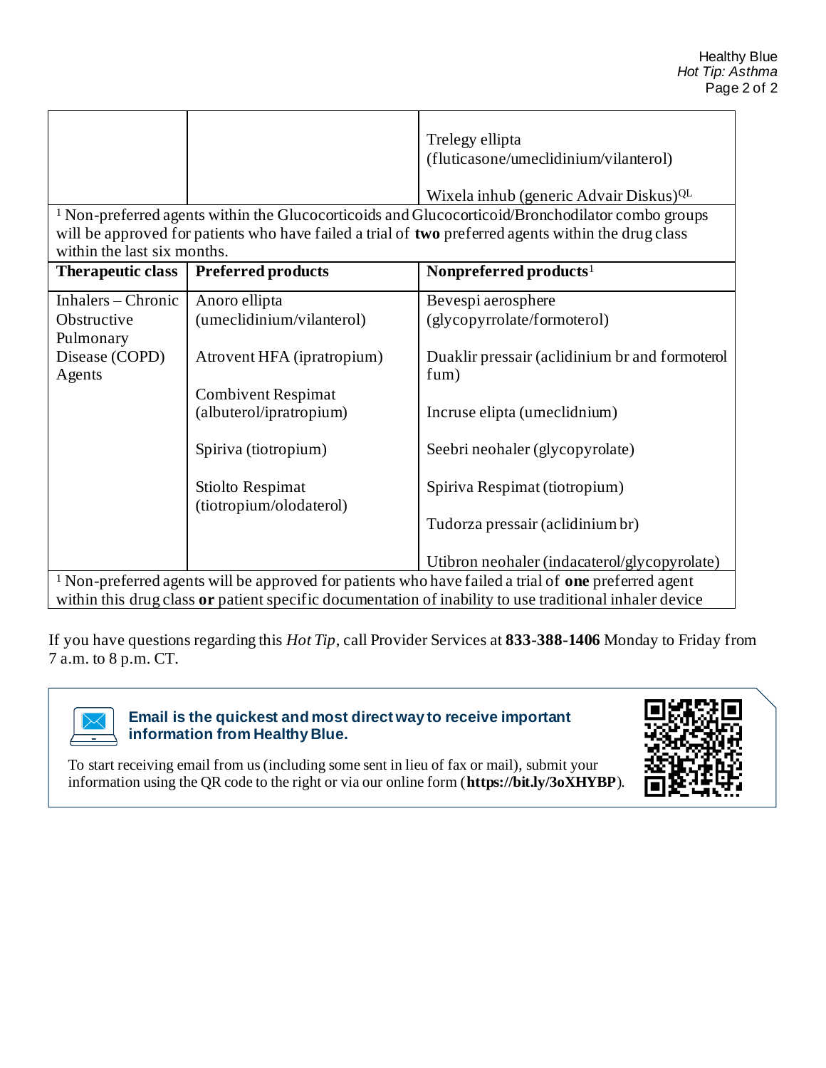| | | |
|---|---|---|
| | | Trelegy ellipta (fluticasone/umeclidinium/vilanterol)<br><br>Wixela inhub (generic Advair Diskus)[QL] |

[1] Non-preferred agents within the Glucocorticoids and Glucocorticoid/Bronchodilator combo groups will be approved for patients who have failed a trial of **two** preferred agents within the drug class within the last six months.

| Therapeutic class | Preferred products | Nonpreferred products[1] |
|---|---|---|
| Inhalers – Chronic Obstructive Pulmonary Disease (COPD) Agents | Anoro ellipta (umeclidinium/vilanterol)<br><br>Atrovent HFA (ipratropium)<br><br>Combivent Respimat (albuterol/ipratropium)<br><br>Spiriva (tiotropium)<br><br>Stiolto Respimat (tiotropium/olodaterol) | Bevespi aerosphere (glycopyrrolate/formoterol)<br><br>Duaklir pressair (aclidinium br and formoterol fum)<br><br>Incruse elipta (umeclidnium)<br><br>Seebri neohaler (glycopyrolate)<br><br>Spiriva Respimat (tiotropium)<br><br>Tudorza pressair (aclidinium br)<br><br>Utibron neohaler (indacaterol/glycopyrolate) |

[1] Non-preferred agents will be approved for patients who have failed a trial of **one** preferred agent within this drug class **or** patient specific documentation of inability to use traditional inhaler device

If you have questions regarding this *Hot Tip*, call Provider Services at **833-388-1406** Monday to Friday from 7 a.m. to 8 p.m. CT.

**Email is the quickest and most direct way to receive important information from Healthy Blue.**

To start receiving email from us (including some sent in lieu of fax or mail), submit your information using the QR code to the right or via our online form (**https://bit.ly/3oXHYBP**).